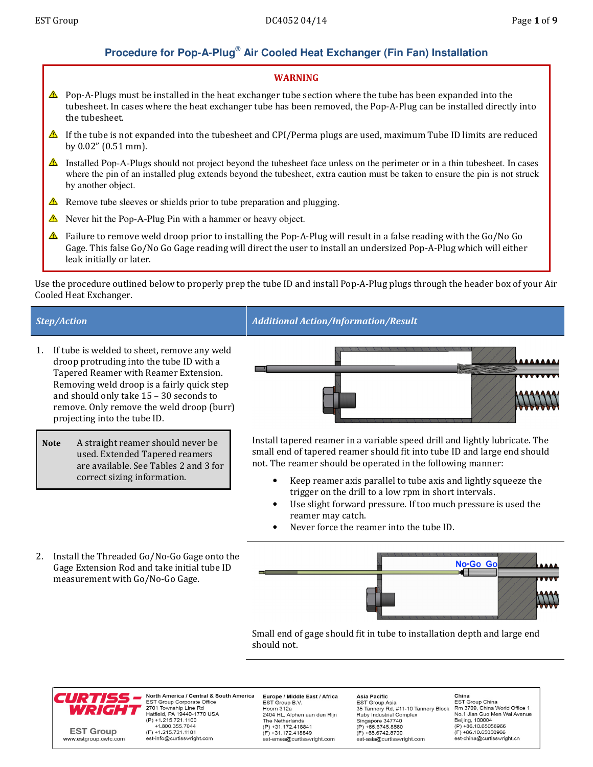# Procedure for Pop-A-Plug® Air Cooled Heat Exchanger (Fin Fan) Installation

**WARNING**

- ⚠ Pop-A-Plugs must be installed in the heat exchanger tube section where the tube has been expanded into the tubesheet. In cases where the heat exchanger tube has been removed, the Pop-A-Plug can be installed directly into the tubesheet.
- ⚠ If the tube is not expanded into the tubesheet and CPI/Perma plugs are used, maximum Tube ID limits are reduced by 0.02" (0.51 mm).
- ⚠ Installed Pop-A-Plugs should not project beyond the tubesheet face unless on the perimeter or in a thin tubesheet. In cases where the pin of an installed plug extends beyond the tubesheet, extra caution must be taken to ensure the pin is not struck by another object.
- ⚠ Remove tube sleeves or shields prior to tube preparation and plugging.
- ⚠ Never hit the Pop-A-Plug Pin with a hammer or heavy object.
- ⚠ Failure to remove weld droop prior to installing the Pop-A-Plug will result in a false reading with the Go/No Go Gage. This false Go/No Go Gage reading will direct the user to install an undersized Pop-A-Plug which will either leak initially or later.

Use the procedure outlined below to properly prep the tube ID and install Pop-A-Plug plugs through the header box of your Air Cooled Heat Exchanger.

| *Step/Action* | *Additional Action/Information/Result* |
|---|---|
| 1. If tube is welded to sheet, remove any weld droop protruding into the tube ID with a Tapered Reamer with Reamer Extension. Removing weld droop is a fairly quick step and should only take 15 – 30 seconds to remove. Only remove the weld droop (burr) projecting into the tube ID.<br><br>**Note** A straight reamer should never be used. Extended Tapered reamers are available. See Tables 2 and 3 for correct sizing information. | Install tapered reamer in a variable speed drill and lightly lubricate. The small end of tapered reamer should fit into tube ID and large end should not. The reamer should be operated in the following manner:<br>• Keep reamer axis parallel to tube axis and lightly squeeze the trigger on the drill to a low rpm in short intervals.<br>• Use slight forward pressure. If too much pressure is used the reamer may catch.<br>• Never force the reamer into the tube ID. |
| 2. Install the Threaded Go/No-Go Gage onto the Gage Extension Rod and take initial tube ID measurement with Go/No-Go Gage. | No-Go Go<br><br>Small end of gage should fit in tube to installation depth and large end should not. |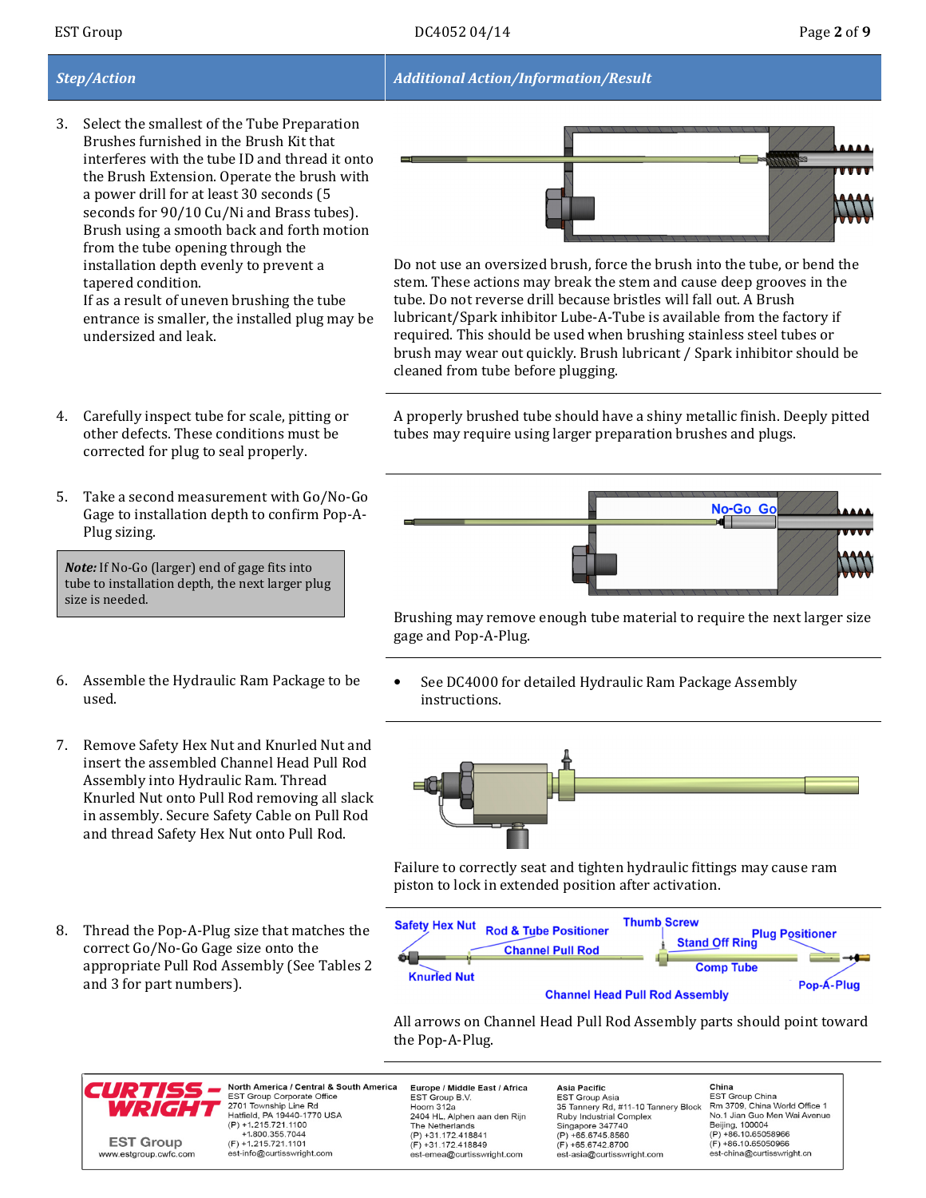| *Step/Action* | *Additional Action/Information/Result* |
|---|---|
| 3. Select the smallest of the Tube Preparation Brushes furnished in the Brush Kit that interferes with the tube ID and thread it onto the Brush Extension. Operate the brush with a power drill for at least 30 seconds (5 seconds for 90/10 Cu/Ni and Brass tubes). Brush using a smooth back and forth motion from the tube opening through the installation depth evenly to prevent a tapered condition. If as a result of uneven brushing the tube entrance is smaller, the installed plug may be undersized and leak. | Do not use an oversized brush, force the brush into the tube, or bend the stem. These actions may break the stem and cause deep grooves in the tube. Do not reverse drill because bristles will fall out. A Brush lubricant/Spark inhibitor Lube-A-Tube is available from the factory if required. This should be used when brushing stainless steel tubes or brush may wear out quickly. Brush lubricant / Spark inhibitor should be cleaned from tube before plugging. |
| 4. Carefully inspect tube for scale, pitting or other defects. These conditions must be corrected for plug to seal properly. | A properly brushed tube should have a shiny metallic finish. Deeply pitted tubes may require using larger preparation brushes and plugs. |
| 5. Take a second measurement with Go/No-Go Gage to installation depth to confirm Pop-A-Plug sizing. **Note:** If No-Go (larger) end of gage fits into tube to installation depth, the next larger plug size is needed. | No-Go Go<br>Brushing may remove enough tube material to require the next larger size gage and Pop-A-Plug. |
| 6. Assemble the Hydraulic Ram Package to be used. | • See DC4000 for detailed Hydraulic Ram Package Assembly instructions. |
| 7. Remove Safety Hex Nut and Knurled Nut and insert the assembled Channel Head Pull Rod Assembly into Hydraulic Ram. Thread Knurled Nut onto Pull Rod removing all slack in assembly. Secure Safety Cable on Pull Rod and thread Safety Hex Nut onto Pull Rod. | Failure to correctly seat and tighten hydraulic fittings may cause ram piston to lock in extended position after activation. |
| 8. Thread the Pop-A-Plug size that matches the correct Go/No-Go Gage size onto the appropriate Pull Rod Assembly (See Tables 2 and 3 for part numbers). | Safety Hex Nut, Rod & Tube Positioner, Thumb Screw, Plug Positioner, Channel Pull Rod, Stand Off Ring, Knurled Nut, Comp Tube, Pop-A-Plug<br>Channel Head Pull Rod Assembly<br>All arrows on Channel Head Pull Rod Assembly parts should point toward the Pop-A-Plug. |

**CURTISS-WRIGHT**
EST Group
www.estgroup.cwfc.com

**North America / Central & South America**
EST Group Corporate Office
2701 Township Line Rd
Hatfield, PA 19440-1770 USA
(P) +1.215.721.1100
+1.800.355.7044
(F) +1.215.721.1101
est-info@curtisswright.com

**Europe / Middle East / Africa**
EST Group B.V.
Hoorn 312a
2404 HL, Alphen aan den Rijn
The Netherlands
(P) +31.172.418841
(F) +31.172.418849
est-emea@curtisswright.com

**Asia Pacific**
EST Group Asia
35 Tannery Rd, #11-10 Tannery Block
Ruby Industrial Complex
Singapore 347740
(P) +65.6745.8560
(F) +65.6742.8700
est-asia@curtisswright.com

**China**
EST Group China
Rm 3709, China World Office 1
No.1 Jian Guo Men Wai Avenue
Beijing, 100004
(P) +86.10.65058966
(F) +86.10.65050966
est-china@curtisswright.cn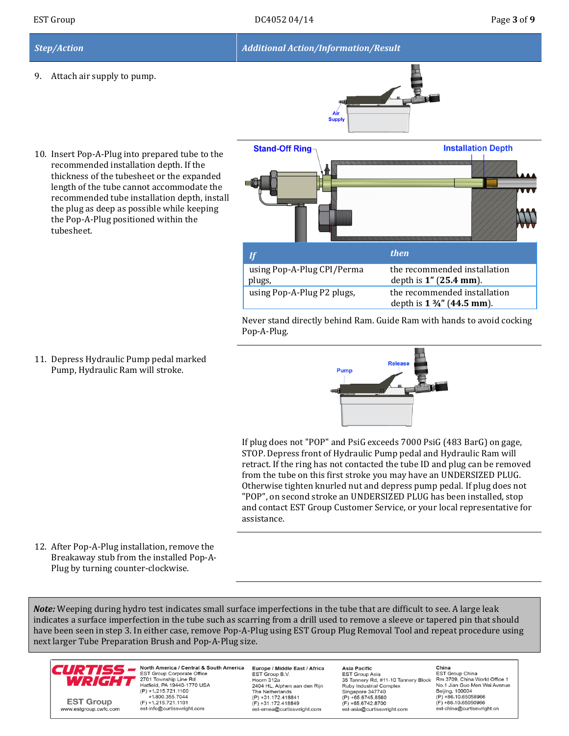| *Step/Action* | *Additional Action/Information/Result* |
|---|---|
| 9. Attach air supply to pump. | Air Supply |
| 10. Insert Pop-A-Plug into prepared tube to the recommended installation depth. If the thickness of the tubesheet or the expanded length of the tube cannot accommodate the recommended tube installation depth, install the plug as deep as possible while keeping the Pop-A-Plug positioned within the tubesheet. | Stand-Off Ring / Installation Depth |
| 11. Depress Hydraulic Pump pedal marked Pump, Hydraulic Ram will stroke. | Pump / Release |
| 12. After Pop-A-Plug installation, remove the Breakaway stub from the installed Pop-A-Plug by turning counter-clockwise. | |

Step 10 additional information:

| *If* | *then* |
|---|---|
| using Pop-A-Plug CPI/Perma plugs, | the recommended installation depth is **1"** (**25.4 mm**). |
| using Pop-A-Plug P2 plugs, | the recommended installation depth is **1 ¾"** (**44.5 mm**). |

Never stand directly behind Ram. Guide Ram with hands to avoid cocking Pop-A-Plug.

Step 11 additional information:

If plug does not "POP" and PsiG exceeds 7000 PsiG (483 BarG) on gage, STOP. Depress front of Hydraulic Pump pedal and Hydraulic Ram will retract. If the ring has not contacted the tube ID and plug can be removed from the tube on this first stroke you may have an UNDERSIZED PLUG. Otherwise tighten knurled nut and depress pump pedal. If plug does not "POP", on second stroke an UNDERSIZED PLUG has been installed, stop and contact EST Group Customer Service, or your local representative for assistance.

***Note:*** Weeping during hydro test indicates small surface imperfections in the tube that are difficult to see. A large leak indicates a surface imperfection in the tube such as scarring from a drill used to remove a sleeve or tapered pin that should have been seen in step 3. In either case, remove Pop-A-Plug using EST Group Plug Removal Tool and repeat procedure using next larger Tube Preparation Brush and Pop-A-Plug size.

CURTISS-WRIGHT
EST Group
www.estgroup.cwfc.com

**North America / Central & South America**
EST Group Corporate Office
2701 Township Line Rd
Hatfield, PA 19440-1770 USA
(P) +1.215.721.1100
+1.800.355.7044
(F) +1.215.721.1101
est-info@curtisswright.com

**Europe / Middle East / Africa**
EST Group B.V.
Hoorn 312a
2404 HL, Alphen aan den Rijn
The Netherlands
(P) +31.172.418841
(F) +31.172.418849
est-emea@curtisswright.com

**Asia Pacific**
EST Group Asia
35 Tannery Rd, #11-10 Tannery Block
Ruby Industrial Complex
Singapore 347740
(P) +65.6745.8560
(F) +65.6742.8700
est-asia@curtisswright.com

**China**
EST Group China
Rm 3709, China World Office 1
No.1 Jian Guo Men Wai Avenue
Beijing, 100004
(P) +86.10.65058966
(F) +86.10.65050966
est-china@curtisswright.cn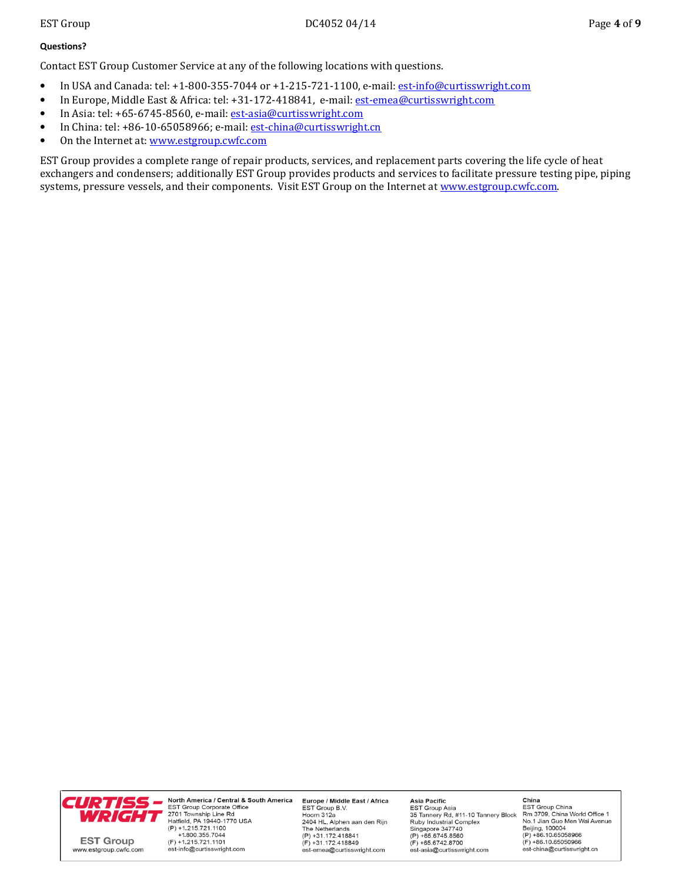**Questions?**

Contact EST Group Customer Service at any of the following locations with questions.

- In USA and Canada: tel: +1-800-355-7044 or +1-215-721-1100, e-mail: est-info@curtisswright.com
- In Europe, Middle East & Africa: tel: +31-172-418841, e-mail: est-emea@curtisswright.com
- In Asia: tel: +65-6745-8560, e-mail: est-asia@curtisswright.com
- In China: tel: +86-10-65058966; e-mail: est-china@curtisswright.cn
- On the Internet at: www.estgroup.cwfc.com

EST Group provides a complete range of repair products, services, and replacement parts covering the life cycle of heat exchangers and condensers; additionally EST Group provides products and services to facilitate pressure testing pipe, piping systems, pressure vessels, and their components. Visit EST Group on the Internet at www.estgroup.cwfc.com.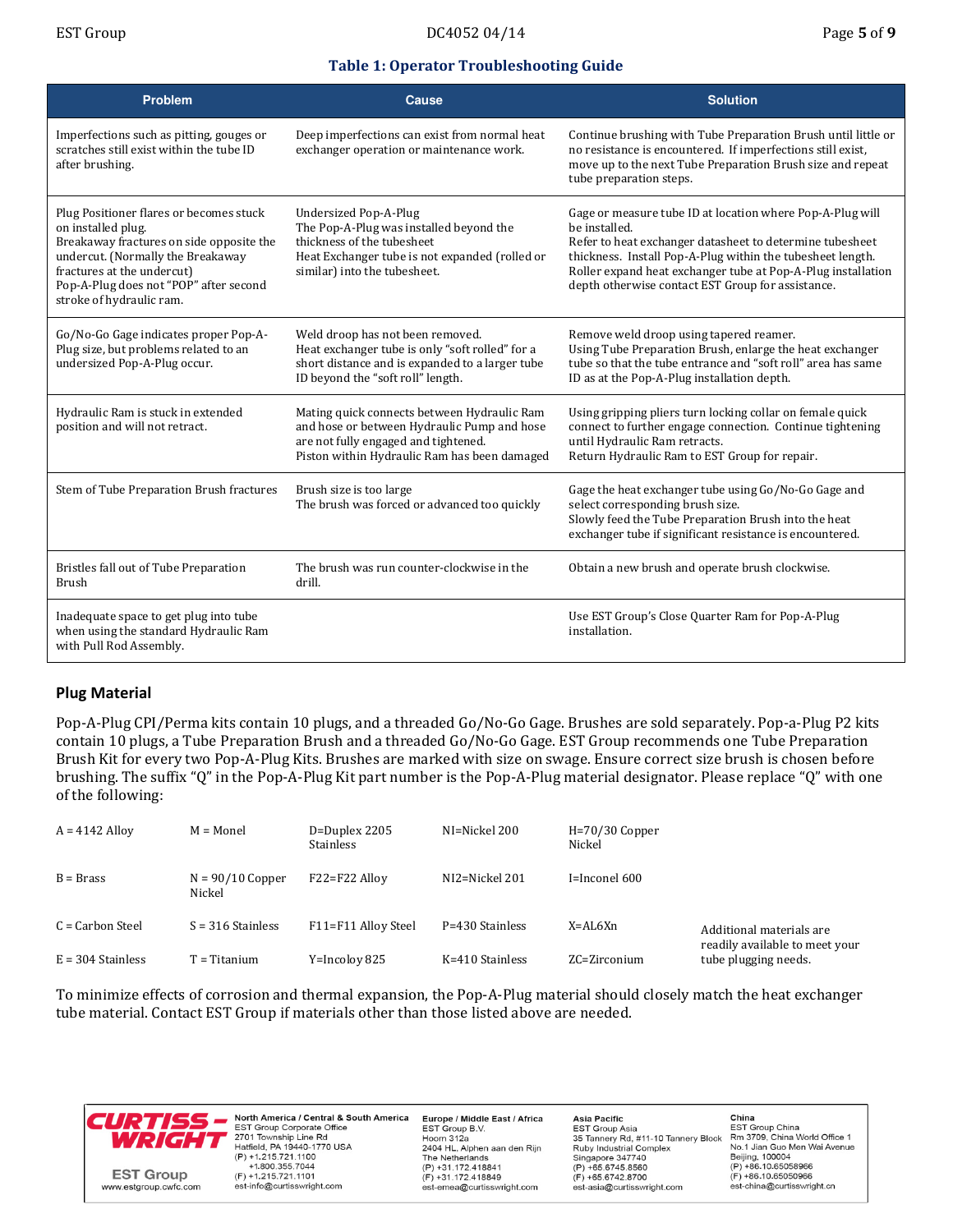### Table 1: Operator Troubleshooting Guide

| Problem | Cause | Solution |
|---|---|---|
| Imperfections such as pitting, gouges or scratches still exist within the tube ID after brushing. | Deep imperfections can exist from normal heat exchanger operation or maintenance work. | Continue brushing with Tube Preparation Brush until little or no resistance is encountered. If imperfections still exist, move up to the next Tube Preparation Brush size and repeat tube preparation steps. |
| Plug Positioner flares or becomes stuck on installed plug.<br>Breakaway fractures on side opposite the undercut. (Normally the Breakaway fractures at the undercut)<br>Pop-A-Plug does not "POP" after second stroke of hydraulic ram. | Undersized Pop-A-Plug<br>The Pop-A-Plug was installed beyond the thickness of the tubesheet<br>Heat Exchanger tube is not expanded (rolled or similar) into the tubesheet. | Gage or measure tube ID at location where Pop-A-Plug will be installed.<br>Refer to heat exchanger datasheet to determine tubesheet thickness. Install Pop-A-Plug within the tubesheet length.<br>Roller expand heat exchanger tube at Pop-A-Plug installation depth otherwise contact EST Group for assistance. |
| Go/No-Go Gage indicates proper Pop-A-Plug size, but problems related to an undersized Pop-A-Plug occur. | Weld droop has not been removed.<br>Heat exchanger tube is only "soft rolled" for a short distance and is expanded to a larger tube ID beyond the "soft roll" length. | Remove weld droop using tapered reamer.<br>Using Tube Preparation Brush, enlarge the heat exchanger tube so that the tube entrance and "soft roll" area has same ID as at the Pop-A-Plug installation depth. |
| Hydraulic Ram is stuck in extended position and will not retract. | Mating quick connects between Hydraulic Ram and hose or between Hydraulic Pump and hose are not fully engaged and tightened.<br>Piston within Hydraulic Ram has been damaged | Using gripping pliers turn locking collar on female quick connect to further engage connection. Continue tightening until Hydraulic Ram retracts.<br>Return Hydraulic Ram to EST Group for repair. |
| Stem of Tube Preparation Brush fractures | Brush size is too large<br>The brush was forced or advanced too quickly | Gage the heat exchanger tube using Go/No-Go Gage and select corresponding brush size.<br>Slowly feed the Tube Preparation Brush into the heat exchanger tube if significant resistance is encountered. |
| Bristles fall out of Tube Preparation Brush | The brush was run counter-clockwise in the drill. | Obtain a new brush and operate brush clockwise. |
| Inadequate space to get plug into tube when using the standard Hydraulic Ram with Pull Rod Assembly. | | Use EST Group's Close Quarter Ram for Pop-A-Plug installation. |

## Plug Material

Pop-A-Plug CPI/Perma kits contain 10 plugs, and a threaded Go/No-Go Gage. Brushes are sold separately. Pop-a-Plug P2 kits contain 10 plugs, a Tube Preparation Brush and a threaded Go/No-Go Gage. EST Group recommends one Tube Preparation Brush Kit for every two Pop-A-Plug Kits. Brushes are marked with size on swage. Ensure correct size brush is chosen before brushing. The suffix "Q" in the Pop-A-Plug Kit part number is the Pop-A-Plug material designator. Please replace "Q" with one of the following:

| | | | | | |
|---|---|---|---|---|---|
| A = 4142 Alloy | M = Monel | D=Duplex 2205 Stainless | NI=Nickel 200 | H=70/30 Copper Nickel | |
| B = Brass | N = 90/10 Copper Nickel | F22=F22 Alloy | NI2=Nickel 201 | I=Inconel 600 | |
| C = Carbon Steel | S = 316 Stainless | F11=F11 Alloy Steel | P=430 Stainless | X=AL6Xn | Additional materials are readily available to meet your tube plugging needs. |
| E = 304 Stainless | T = Titanium | Y=Incoloy 825 | K=410 Stainless | ZC=Zirconium | |

To minimize effects of corrosion and thermal expansion, the Pop-A-Plug material should closely match the heat exchanger tube material. Contact EST Group if materials other than those listed above are needed.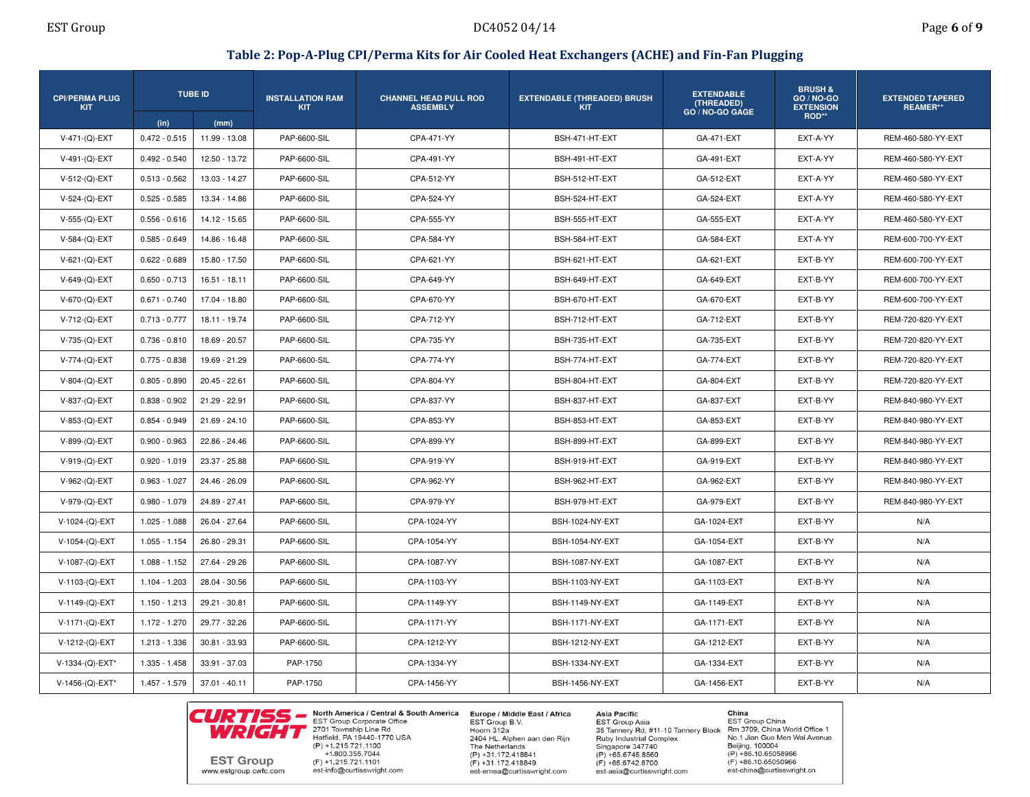## Table 2: Pop-A-Plug CPI/Perma Kits for Air Cooled Heat Exchangers (ACHE) and Fin-Fan Plugging

| CPI/PERMA PLUG KIT | TUBE ID | | INSTALLATION RAM KIT | CHANNEL HEAD PULL ROD ASSEMBLY | EXTENDABLE (THREADED) BRUSH KIT | EXTENDABLE (THREADED) GO / NO-GO GAGE | BRUSH & GO / NO-GO EXTENSION ROD** | EXTENDED TAPERED REAMER** |
|---|---|---|---|---|---|---|---|---|
| | (in) | (mm) | | | | | | |
| V-471-(Q)-EXT | 0.472 - 0.515 | 11.99 - 13.08 | PAP-6600-SIL | CPA-471-YY | BSH-471-HT-EXT | GA-471-EXT | EXT-A-YY | REM-460-580-YY-EXT |
| V-491-(Q)-EXT | 0.492 - 0.540 | 12.50 - 13.72 | PAP-6600-SIL | CPA-491-YY | BSH-491-HT-EXT | GA-491-EXT | EXT-A-YY | REM-460-580-YY-EXT |
| V-512-(Q)-EXT | 0.513 - 0.562 | 13.03 - 14.27 | PAP-6600-SIL | CPA-512-YY | BSH-512-HT-EXT | GA-512-EXT | EXT-A-YY | REM-460-580-YY-EXT |
| V-524-(Q)-EXT | 0.525 - 0.585 | 13.34 - 14.86 | PAP-6600-SIL | CPA-524-YY | BSH-524-HT-EXT | GA-524-EXT | EXT-A-YY | REM-460-580-YY-EXT |
| V-555-(Q)-EXT | 0.556 - 0.616 | 14.12 - 15.65 | PAP-6600-SIL | CPA-555-YY | BSH-555-HT-EXT | GA-555-EXT | EXT-A-YY | REM-460-580-YY-EXT |
| V-584-(Q)-EXT | 0.585 - 0.649 | 14.86 - 16.48 | PAP-6600-SIL | CPA-584-YY | BSH-584-HT-EXT | GA-584-EXT | EXT-A-YY | REM-600-700-YY-EXT |
| V-621-(Q)-EXT | 0.622 - 0.689 | 15.80 - 17.50 | PAP-6600-SIL | CPA-621-YY | BSH-621-HT-EXT | GA-621-EXT | EXT-B-YY | REM-600-700-YY-EXT |
| V-649-(Q)-EXT | 0.650 - 0.713 | 16.51 - 18.11 | PAP-6600-SIL | CPA-649-YY | BSH-649-HT-EXT | GA-649-EXT | EXT-B-YY | REM-600-700-YY-EXT |
| V-670-(Q)-EXT | 0.671 - 0.740 | 17.04 - 18.80 | PAP-6600-SIL | CPA-670-YY | BSH-670-HT-EXT | GA-670-EXT | EXT-B-YY | REM-600-700-YY-EXT |
| V-712-(Q)-EXT | 0.713 - 0.777 | 18.11 - 19.74 | PAP-6600-SIL | CPA-712-YY | BSH-712-HT-EXT | GA-712-EXT | EXT-B-YY | REM-720-820-YY-EXT |
| V-735-(Q)-EXT | 0.736 - 0.810 | 18.69 - 20.57 | PAP-6600-SIL | CPA-735-YY | BSH-735-HT-EXT | GA-735-EXT | EXT-B-YY | REM-720-820-YY-EXT |
| V-774-(Q)-EXT | 0.775 - 0.838 | 19.69 - 21.29 | PAP-6600-SIL | CPA-774-YY | BSH-774-HT-EXT | GA-774-EXT | EXT-B-YY | REM-720-820-YY-EXT |
| V-804-(Q)-EXT | 0.805 - 0.890 | 20.45 - 22.61 | PAP-6600-SIL | CPA-804-YY | BSH-804-HT-EXT | GA-804-EXT | EXT-B-YY | REM-720-820-YY-EXT |
| V-837-(Q)-EXT | 0.838 - 0.902 | 21.29 - 22.91 | PAP-6600-SIL | CPA-837-YY | BSH-837-HT-EXT | GA-837-EXT | EXT-B-YY | REM-840-980-YY-EXT |
| V-853-(Q)-EXT | 0.854 - 0.949 | 21.69 - 24.10 | PAP-6600-SIL | CPA-853-YY | BSH-853-HT-EXT | GA-853-EXT | EXT-B-YY | REM-840-980-YY-EXT |
| V-899-(Q)-EXT | 0.900 - 0.963 | 22.86 - 24.46 | PAP-6600-SIL | CPA-899-YY | BSH-899-HT-EXT | GA-899-EXT | EXT-B-YY | REM-840-980-YY-EXT |
| V-919-(Q)-EXT | 0.920 - 1.019 | 23.37 - 25.88 | PAP-6600-SIL | CPA-919-YY | BSH-919-HT-EXT | GA-919-EXT | EXT-B-YY | REM-840-980-YY-EXT |
| V-962-(Q)-EXT | 0.963 - 1.027 | 24.46 - 26.09 | PAP-6600-SIL | CPA-962-YY | BSH-962-HT-EXT | GA-962-EXT | EXT-B-YY | REM-840-980-YY-EXT |
| V-979-(Q)-EXT | 0.980 - 1.079 | 24.89 - 27.41 | PAP-6600-SIL | CPA-979-YY | BSH-979-HT-EXT | GA-979-EXT | EXT-B-YY | REM-840-980-YY-EXT |
| V-1024-(Q)-EXT | 1.025 - 1.088 | 26.04 - 27.64 | PAP-6600-SIL | CPA-1024-YY | BSH-1024-NY-EXT | GA-1024-EXT | EXT-B-YY | N/A |
| V-1054-(Q)-EXT | 1.055 - 1.154 | 26.80 - 29.31 | PAP-6600-SIL | CPA-1054-YY | BSH-1054-NY-EXT | GA-1054-EXT | EXT-B-YY | N/A |
| V-1087-(Q)-EXT | 1.088 - 1.152 | 27.64 - 29.26 | PAP-6600-SIL | CPA-1087-YY | BSH-1087-NY-EXT | GA-1087-EXT | EXT-B-YY | N/A |
| V-1103-(Q)-EXT | 1.104 - 1.203 | 28.04 - 30.56 | PAP-6600-SIL | CPA-1103-YY | BSH-1103-NY-EXT | GA-1103-EXT | EXT-B-YY | N/A |
| V-1149-(Q)-EXT | 1.150 - 1.213 | 29.21 - 30.81 | PAP-6600-SIL | CPA-1149-YY | BSH-1149-NY-EXT | GA-1149-EXT | EXT-B-YY | N/A |
| V-1171-(Q)-EXT | 1.172 - 1.270 | 29.77 - 32.26 | PAP-6600-SIL | CPA-1171-YY | BSH-1171-NY-EXT | GA-1171-EXT | EXT-B-YY | N/A |
| V-1212-(Q)-EXT | 1.213 - 1.336 | 30.81 - 33.93 | PAP-6600-SIL | CPA-1212-YY | BSH-1212-NY-EXT | GA-1212-EXT | EXT-B-YY | N/A |
| V-1334-(Q)-EXT* | 1.335 - 1.458 | 33.91 - 37.03 | PAP-1750 | CPA-1334-YY | BSH-1334-NY-EXT | GA-1334-EXT | EXT-B-YY | N/A |
| V-1456-(Q)-EXT* | 1.457 - 1.579 | 37.01 - 40.11 | PAP-1750 | CPA-1456-YY | BSH-1456-NY-EXT | GA-1456-EXT | EXT-B-YY | N/A |

**CURTISS - WRIGHT**
EST Group
www.estgroup.cwfc.com

**North America / Central & South America**
EST Group Corporate Office
2701 Township Line Rd
Hatfield, PA 19440-1770 USA
(P) +1.215.721.1100
+1.800.355.7044
(F) +1.215.721.1101
est-info@curtisswright.com

**Europe / Middle East / Africa**
EST Group B.V.
Hoorn 312a
2404 HL, Alphen aan den Rijn
The Netherlands
(P) +31.172.418841
(F) +31.172.418849
est-emea@curtisswright.com

**Asia Pacific**
EST Group Asia
35 Tannery Rd, #11-10 Tannery Block
Ruby Industrial Complex
Singapore 347740
(P) +65.6745.8560
(F) +65.6742.8700
est-asia@curtisswright.com

**China**
EST Group China
Rm 3709, China World Office 1
No.1 Jian Guo Men Wai Avenue
Beijing, 100004
(P) +86.10.65058966
(F) +86.10.65050966
est-china@curtisswright.cn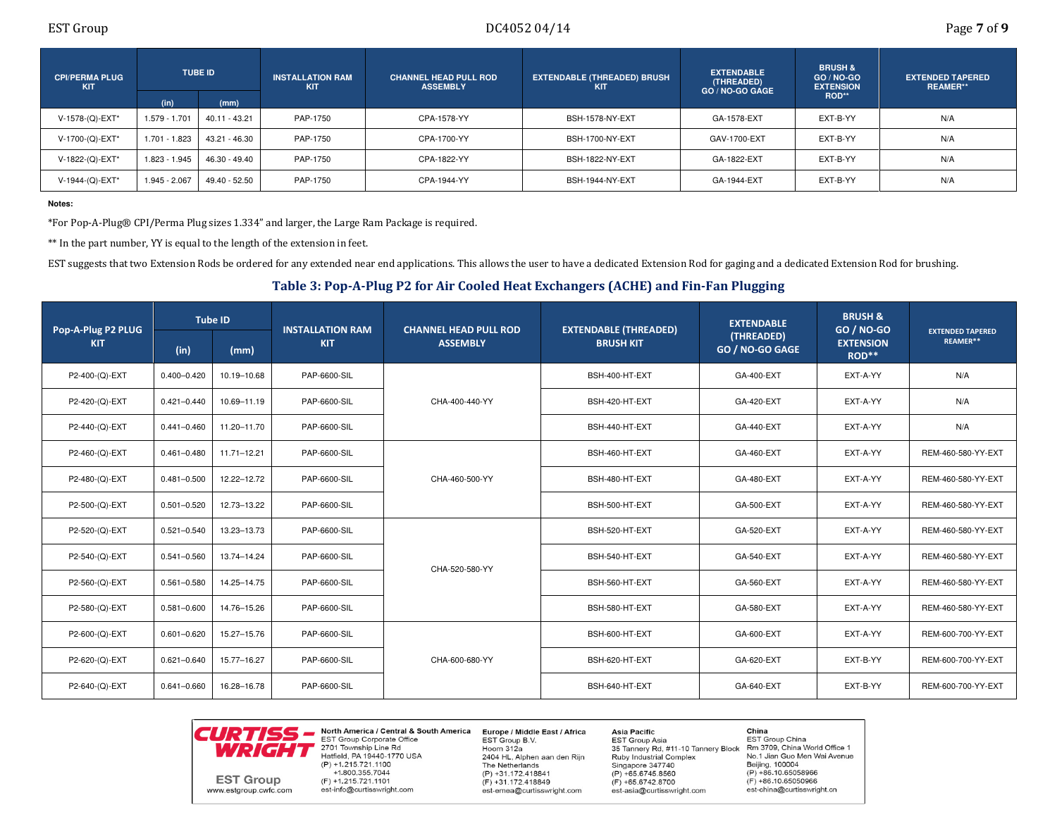| CPI/PERMA PLUG KIT | TUBE ID | | INSTALLATION RAM KIT | CHANNEL HEAD PULL ROD ASSEMBLY | EXTENDABLE (THREADED) BRUSH KIT | EXTENDABLE (THREADED) GO / NO-GO GAGE | BRUSH & GO / NO-GO EXTENSION ROD** | EXTENDED TAPERED REAMER** |
|---|---|---|---|---|---|---|---|---|
| | (in) | (mm) | | | | | | |
| V-1578-(Q)-EXT* | 1.579 - 1.701 | 40.11 - 43.21 | PAP-1750 | CPA-1578-YY | BSH-1578-NY-EXT | GA-1578-EXT | EXT-B-YY | N/A |
| V-1700-(Q)-EXT* | 1.701 - 1.823 | 43.21 - 46.30 | PAP-1750 | CPA-1700-YY | BSH-1700-NY-EXT | GAV-1700-EXT | EXT-B-YY | N/A |
| V-1822-(Q)-EXT* | 1.823 - 1.945 | 46.30 - 49.40 | PAP-1750 | CPA-1822-YY | BSH-1822-NY-EXT | GA-1822-EXT | EXT-B-YY | N/A |
| V-1944-(Q)-EXT* | 1.945 - 2.067 | 49.40 - 52.50 | PAP-1750 | CPA-1944-YY | BSH-1944-NY-EXT | GA-1944-EXT | EXT-B-YY | N/A |

**Notes:**

*For Pop-A-Plug® CPI/Perma Plug sizes 1.334" and larger, the Large Ram Package is required.

** In the part number, YY is equal to the length of the extension in feet.

EST suggests that two Extension Rods be ordered for any extended near end applications. This allows the user to have a dedicated Extension Rod for gaging and a dedicated Extension Rod for brushing.

### Table 3: Pop-A-Plug P2 for Air Cooled Heat Exchangers (ACHE) and Fin-Fan Plugging

| Pop-A-Plug P2 PLUG KIT | Tube ID | | INSTALLATION RAM KIT | CHANNEL HEAD PULL ROD ASSEMBLY | EXTENDABLE (THREADED) BRUSH KIT | EXTENDABLE (THREADED) GO / NO-GO GAGE | BRUSH & GO / NO-GO EXTENSION ROD** | EXTENDED TAPERED REAMER** |
|---|---|---|---|---|---|---|---|---|
| | (in) | (mm) | | | | | | |
| P2-400-(Q)-EXT | 0.400–0.420 | 10.19–10.68 | PAP-6600-SIL | CHA-400-440-YY | BSH-400-HT-EXT | GA-400-EXT | EXT-A-YY | N/A |
| P2-420-(Q)-EXT | 0.421–0.440 | 10.69–11.19 | PAP-6600-SIL | | BSH-420-HT-EXT | GA-420-EXT | EXT-A-YY | N/A |
| P2-440-(Q)-EXT | 0.441–0.460 | 11.20–11.70 | PAP-6600-SIL | | BSH-440-HT-EXT | GA-440-EXT | EXT-A-YY | N/A |
| P2-460-(Q)-EXT | 0.461–0.480 | 11.71–12.21 | PAP-6600-SIL | CHA-460-500-YY | BSH-460-HT-EXT | GA-460-EXT | EXT-A-YY | REM-460-580-YY-EXT |
| P2-480-(Q)-EXT | 0.481–0.500 | 12.22–12.72 | PAP-6600-SIL | | BSH-480-HT-EXT | GA-480-EXT | EXT-A-YY | REM-460-580-YY-EXT |
| P2-500-(Q)-EXT | 0.501–0.520 | 12.73–13.22 | PAP-6600-SIL | | BSH-500-HT-EXT | GA-500-EXT | EXT-A-YY | REM-460-580-YY-EXT |
| P2-520-(Q)-EXT | 0.521–0.540 | 13.23–13.73 | PAP-6600-SIL | CHA-520-580-YY | BSH-520-HT-EXT | GA-520-EXT | EXT-A-YY | REM-460-580-YY-EXT |
| P2-540-(Q)-EXT | 0.541–0.560 | 13.74–14.24 | PAP-6600-SIL | | BSH-540-HT-EXT | GA-540-EXT | EXT-A-YY | REM-460-580-YY-EXT |
| P2-560-(Q)-EXT | 0.561–0.580 | 14.25–14.75 | PAP-6600-SIL | | BSH-560-HT-EXT | GA-560-EXT | EXT-A-YY | REM-460-580-YY-EXT |
| P2-580-(Q)-EXT | 0.581–0.600 | 14.76–15.26 | PAP-6600-SIL | | BSH-580-HT-EXT | GA-580-EXT | EXT-A-YY | REM-460-580-YY-EXT |
| P2-600-(Q)-EXT | 0.601–0.620 | 15.27–15.76 | PAP-6600-SIL | CHA-600-680-YY | BSH-600-HT-EXT | GA-600-EXT | EXT-A-YY | REM-600-700-YY-EXT |
| P2-620-(Q)-EXT | 0.621–0.640 | 15.77–16.27 | PAP-6600-SIL | | BSH-620-HT-EXT | GA-620-EXT | EXT-B-YY | REM-600-700-YY-EXT |
| P2-640-(Q)-EXT | 0.641–0.660 | 16.28–16.78 | PAP-6600-SIL | | BSH-640-HT-EXT | GA-640-EXT | EXT-B-YY | REM-600-700-YY-EXT |

CURTISS-WRIGHT
EST Group
www.estgroup.cwfc.com

**North America / Central & South America**
EST Group Corporate Office
2701 Township Line Rd
Hatfield, PA 19440-1770 USA
(P) +1.215.721.1100
+1.800.355.7044
(F) +1.215.721.1101
est-info@curtisswright.com

**Europe / Middle East / Africa**
EST Group B.V.
Hoorn 312a
2404 HL, Alphen aan den Rijn
The Netherlands
(P) +31.172.418841
(F) +31.172.418849
est-emea@curtisswright.com

**Asia Pacific**
EST Group Asia
35 Tannery Rd, #11-10 Tannery Block
Ruby Industrial Complex
Singapore 347740
(P) +65.6745.8560
(F) +65.6742.8700
est-asia@curtisswright.com

**China**
EST Group China
Rm 3709, China World Office 1
No.1 Jian Guo Men Wai Avenue
Beijing, 100004
(P) +86.10.65058966
(F) +86.10.65050966
est-china@curtisswright.cn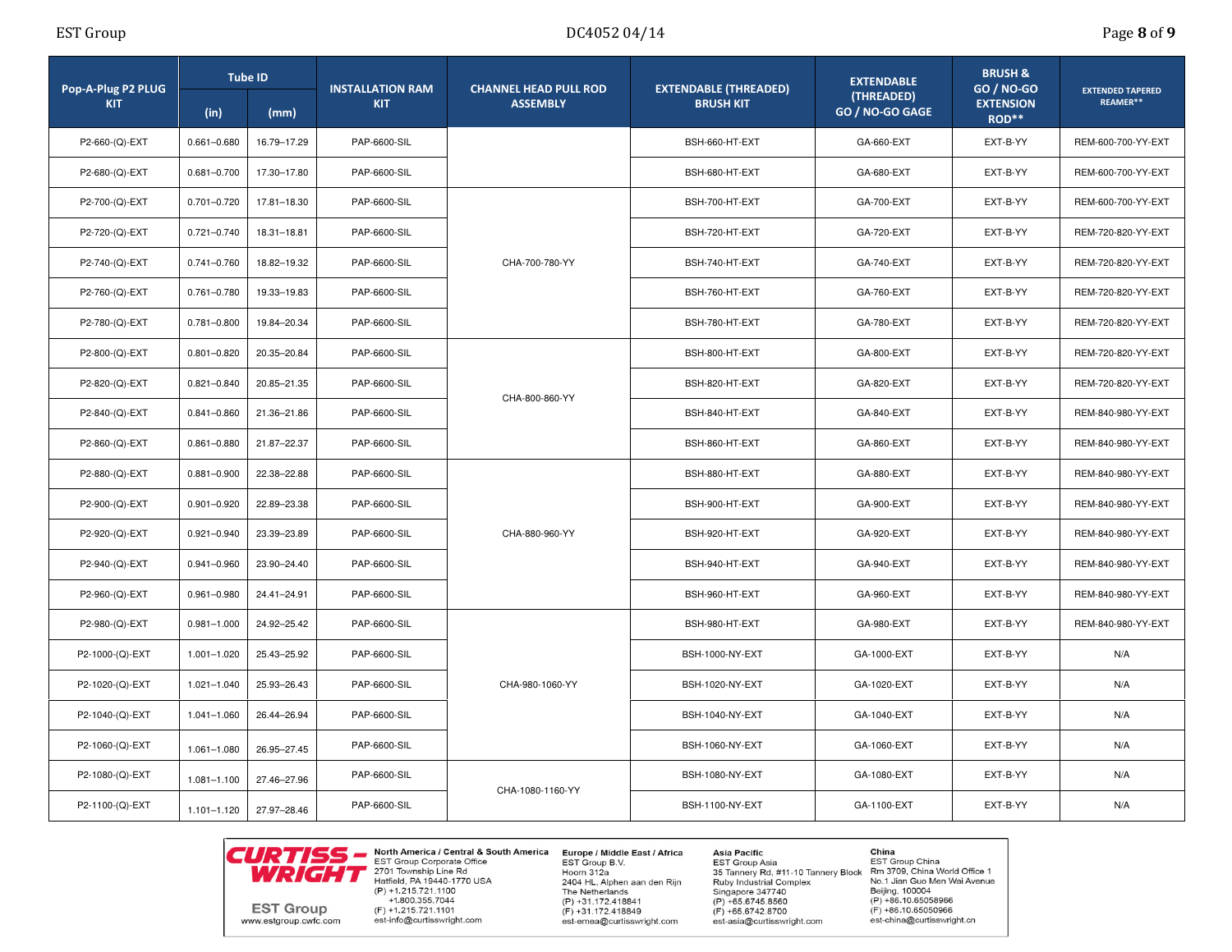| Pop-A-Plug P2 PLUG KIT | Tube ID (in) | Tube ID (mm) | INSTALLATION RAM KIT | CHANNEL HEAD PULL ROD ASSEMBLY | EXTENDABLE (THREADED) BRUSH KIT | EXTENDABLE (THREADED) GO / NO-GO GAGE | BRUSH & GO / NO-GO EXTENSION ROD** | EXTENDED TAPERED REAMER** |
|---|---|---|---|---|---|---|---|---|
| P2-660-(Q)-EXT | 0.661–0.680 | 16.79–17.29 | PAP-6600-SIL | | BSH-660-HT-EXT | GA-660-EXT | EXT-B-YY | REM-600-700-YY-EXT |
| P2-680-(Q)-EXT | 0.681–0.700 | 17.30–17.80 | PAP-6600-SIL | | BSH-680-HT-EXT | GA-680-EXT | EXT-B-YY | REM-600-700-YY-EXT |
| P2-700-(Q)-EXT | 0.701–0.720 | 17.81–18.30 | PAP-6600-SIL | CHA-700-780-YY | BSH-700-HT-EXT | GA-700-EXT | EXT-B-YY | REM-600-700-YY-EXT |
| P2-720-(Q)-EXT | 0.721–0.740 | 18.31–18.81 | PAP-6600-SIL | CHA-700-780-YY | BSH-720-HT-EXT | GA-720-EXT | EXT-B-YY | REM-720-820-YY-EXT |
| P2-740-(Q)-EXT | 0.741–0.760 | 18.82–19.32 | PAP-6600-SIL | CHA-700-780-YY | BSH-740-HT-EXT | GA-740-EXT | EXT-B-YY | REM-720-820-YY-EXT |
| P2-760-(Q)-EXT | 0.761–0.780 | 19.33–19.83 | PAP-6600-SIL | CHA-700-780-YY | BSH-760-HT-EXT | GA-760-EXT | EXT-B-YY | REM-720-820-YY-EXT |
| P2-780-(Q)-EXT | 0.781–0.800 | 19.84–20.34 | PAP-6600-SIL | CHA-700-780-YY | BSH-780-HT-EXT | GA-780-EXT | EXT-B-YY | REM-720-820-YY-EXT |
| P2-800-(Q)-EXT | 0.801–0.820 | 20.35–20.84 | PAP-6600-SIL | CHA-800-860-YY | BSH-800-HT-EXT | GA-800-EXT | EXT-B-YY | REM-720-820-YY-EXT |
| P2-820-(Q)-EXT | 0.821–0.840 | 20.85–21.35 | PAP-6600-SIL | CHA-800-860-YY | BSH-820-HT-EXT | GA-820-EXT | EXT-B-YY | REM-720-820-YY-EXT |
| P2-840-(Q)-EXT | 0.841–0.860 | 21.36–21.86 | PAP-6600-SIL | CHA-800-860-YY | BSH-840-HT-EXT | GA-840-EXT | EXT-B-YY | REM-840-980-YY-EXT |
| P2-860-(Q)-EXT | 0.861–0.880 | 21.87–22.37 | PAP-6600-SIL | CHA-800-860-YY | BSH-860-HT-EXT | GA-860-EXT | EXT-B-YY | REM-840-980-YY-EXT |
| P2-880-(Q)-EXT | 0.881–0.900 | 22.38–22.88 | PAP-6600-SIL | CHA-880-960-YY | BSH-880-HT-EXT | GA-880-EXT | EXT-B-YY | REM-840-980-YY-EXT |
| P2-900-(Q)-EXT | 0.901–0.920 | 22.89–23.38 | PAP-6600-SIL | CHA-880-960-YY | BSH-900-HT-EXT | GA-900-EXT | EXT-B-YY | REM-840-980-YY-EXT |
| P2-920-(Q)-EXT | 0.921–0.940 | 23.39–23.89 | PAP-6600-SIL | CHA-880-960-YY | BSH-920-HT-EXT | GA-920-EXT | EXT-B-YY | REM-840-980-YY-EXT |
| P2-940-(Q)-EXT | 0.941–0.960 | 23.90–24.40 | PAP-6600-SIL | CHA-880-960-YY | BSH-940-HT-EXT | GA-940-EXT | EXT-B-YY | REM-840-980-YY-EXT |
| P2-960-(Q)-EXT | 0.961–0.980 | 24.41–24.91 | PAP-6600-SIL | CHA-880-960-YY | BSH-960-HT-EXT | GA-960-EXT | EXT-B-YY | REM-840-980-YY-EXT |
| P2-980-(Q)-EXT | 0.981–1.000 | 24.92–25.42 | PAP-6600-SIL | CHA-980-1060-YY | BSH-980-HT-EXT | GA-980-EXT | EXT-B-YY | REM-840-980-YY-EXT |
| P2-1000-(Q)-EXT | 1.001–1.020 | 25.43–25.92 | PAP-6600-SIL | CHA-980-1060-YY | BSH-1000-NY-EXT | GA-1000-EXT | EXT-B-YY | N/A |
| P2-1020-(Q)-EXT | 1.021–1.040 | 25.93–26.43 | PAP-6600-SIL | CHA-980-1060-YY | BSH-1020-NY-EXT | GA-1020-EXT | EXT-B-YY | N/A |
| P2-1040-(Q)-EXT | 1.041–1.060 | 26.44–26.94 | PAP-6600-SIL | CHA-980-1060-YY | BSH-1040-NY-EXT | GA-1040-EXT | EXT-B-YY | N/A |
| P2-1060-(Q)-EXT | 1.061–1.080 | 26.95–27.45 | PAP-6600-SIL | CHA-980-1060-YY | BSH-1060-NY-EXT | GA-1060-EXT | EXT-B-YY | N/A |
| P2-1080-(Q)-EXT | 1.081–1.100 | 27.46–27.96 | PAP-6600-SIL | CHA-1080-1160-YY | BSH-1080-NY-EXT | GA-1080-EXT | EXT-B-YY | N/A |
| P2-1100-(Q)-EXT | 1.101–1.120 | 27.97–28.46 | PAP-6600-SIL | CHA-1080-1160-YY | BSH-1100-NY-EXT | GA-1100-EXT | EXT-B-YY | N/A |

**CURTISS-WRIGHT**
EST Group
www.estgroup.cwfc.com

**North America / Central & South America**
EST Group Corporate Office
2701 Township Line Rd
Hatfield, PA 19440-1770 USA
(P) +1.215.721.1100
+1.800.355.7044
(F) +1.215.721.1101
est-info@curtisswright.com

**Europe / Middle East / Africa**
EST Group B.V.
Hoorn 312a
2404 HL, Alphen aan den Rijn
The Netherlands
(P) +31.172.418841
(F) +31.172.418849
est-emea@curtisswright.com

**Asia Pacific**
EST Group Asia
35 Tannery Rd, #11-10 Tannery Block
Ruby Industrial Complex
Singapore 347740
(P) +65.6745.8560
(F) +65.6742.8700
est-asia@curtisswright.com

**China**
EST Group China
Rm 3709, China World Office 1
No.1 Jian Guo Men Wai Avenue
Beijing, 100004
(P) +86.10.65058966
(F) +86.10.65050966
est-china@curtisswright.cn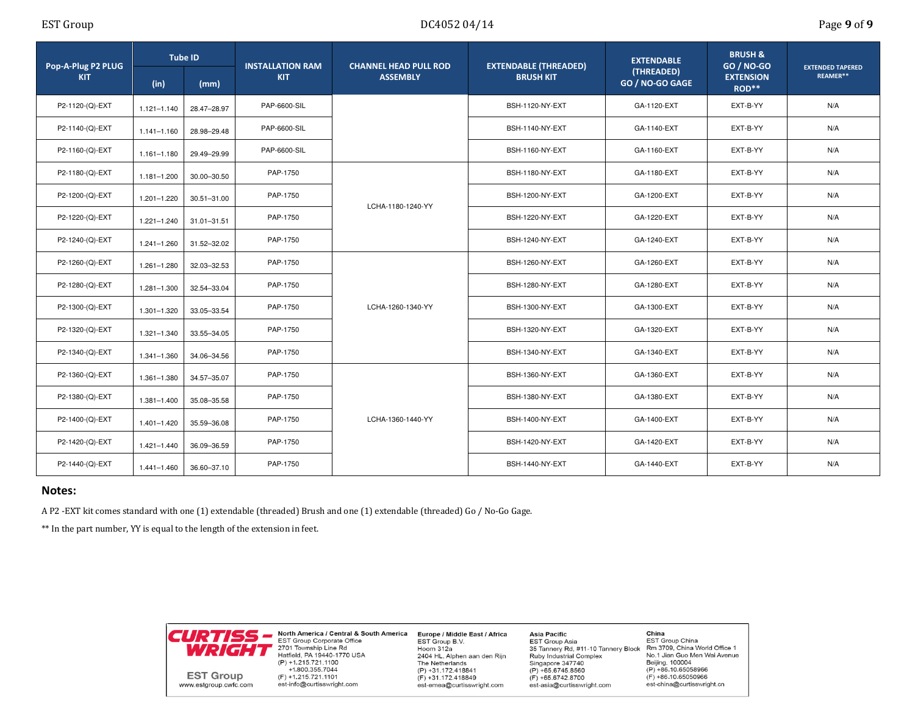| Pop-A-Plug P2 PLUG KIT | Tube ID (in) | Tube ID (mm) | INSTALLATION RAM KIT | CHANNEL HEAD PULL ROD ASSEMBLY | EXTENDABLE (THREADED) BRUSH KIT | EXTENDABLE (THREADED) GO / NO-GO GAGE | BRUSH & GO / NO-GO EXTENSION ROD** | EXTENDED TAPERED REAMER** |
|---|---|---|---|---|---|---|---|---|
| P2-1120-(Q)-EXT | 1.121–1.140 | 28.47–28.97 | PAP-6600-SIL | | BSH-1120-NY-EXT | GA-1120-EXT | EXT-B-YY | N/A |
| P2-1140-(Q)-EXT | 1.141–1.160 | 28.98–29.48 | PAP-6600-SIL | | BSH-1140-NY-EXT | GA-1140-EXT | EXT-B-YY | N/A |
| P2-1160-(Q)-EXT | 1.161–1.180 | 29.49–29.99 | PAP-6600-SIL | | BSH-1160-NY-EXT | GA-1160-EXT | EXT-B-YY | N/A |
| P2-1180-(Q)-EXT | 1.181–1.200 | 30.00–30.50 | PAP-1750 | LCHA-1180-1240-YY | BSH-1180-NY-EXT | GA-1180-EXT | EXT-B-YY | N/A |
| P2-1200-(Q)-EXT | 1.201–1.220 | 30.51–31.00 | PAP-1750 | LCHA-1180-1240-YY | BSH-1200-NY-EXT | GA-1200-EXT | EXT-B-YY | N/A |
| P2-1220-(Q)-EXT | 1.221–1.240 | 31.01–31.51 | PAP-1750 | LCHA-1180-1240-YY | BSH-1220-NY-EXT | GA-1220-EXT | EXT-B-YY | N/A |
| P2-1240-(Q)-EXT | 1.241–1.260 | 31.52–32.02 | PAP-1750 | LCHA-1180-1240-YY | BSH-1240-NY-EXT | GA-1240-EXT | EXT-B-YY | N/A |
| P2-1260-(Q)-EXT | 1.261–1.280 | 32.03–32.53 | PAP-1750 | LCHA-1260-1340-YY | BSH-1260-NY-EXT | GA-1260-EXT | EXT-B-YY | N/A |
| P2-1280-(Q)-EXT | 1.281–1.300 | 32.54–33.04 | PAP-1750 | LCHA-1260-1340-YY | BSH-1280-NY-EXT | GA-1280-EXT | EXT-B-YY | N/A |
| P2-1300-(Q)-EXT | 1.301–1.320 | 33.05–33.54 | PAP-1750 | LCHA-1260-1340-YY | BSH-1300-NY-EXT | GA-1300-EXT | EXT-B-YY | N/A |
| P2-1320-(Q)-EXT | 1.321–1.340 | 33.55–34.05 | PAP-1750 | LCHA-1260-1340-YY | BSH-1320-NY-EXT | GA-1320-EXT | EXT-B-YY | N/A |
| P2-1340-(Q)-EXT | 1.341–1.360 | 34.06–34.56 | PAP-1750 | LCHA-1260-1340-YY | BSH-1340-NY-EXT | GA-1340-EXT | EXT-B-YY | N/A |
| P2-1360-(Q)-EXT | 1.361–1.380 | 34.57–35.07 | PAP-1750 | LCHA-1360-1440-YY | BSH-1360-NY-EXT | GA-1360-EXT | EXT-B-YY | N/A |
| P2-1380-(Q)-EXT | 1.381–1.400 | 35.08–35.58 | PAP-1750 | LCHA-1360-1440-YY | BSH-1380-NY-EXT | GA-1380-EXT | EXT-B-YY | N/A |
| P2-1400-(Q)-EXT | 1.401–1.420 | 35.59–36.08 | PAP-1750 | LCHA-1360-1440-YY | BSH-1400-NY-EXT | GA-1400-EXT | EXT-B-YY | N/A |
| P2-1420-(Q)-EXT | 1.421–1.440 | 36.09–36.59 | PAP-1750 | LCHA-1360-1440-YY | BSH-1420-NY-EXT | GA-1420-EXT | EXT-B-YY | N/A |
| P2-1440-(Q)-EXT | 1.441–1.460 | 36.60–37.10 | PAP-1750 | LCHA-1360-1440-YY | BSH-1440-NY-EXT | GA-1440-EXT | EXT-B-YY | N/A |

## Notes:

A P2 -EXT kit comes standard with one (1) extendable (threaded) Brush and one (1) extendable (threaded) Go / No-Go Gage.

** In the part number, YY is equal to the length of the extension in feet.

CURTISS-WRIGHT
EST Group
www.estgroup.cwfc.com

**North America / Central & South America**
EST Group Corporate Office
2701 Township Line Rd
Hatfield, PA 19440-1770 USA
(P) +1.215.721.1100
+1.800.355.7044
(F) +1.215.721.1101
est-info@curtisswright.com

**Europe / Middle East / Africa**
EST Group B.V.
Hoorn 312a
2404 HL, Alphen aan den Rijn
The Netherlands
(P) +31.172.418841
(F) +31.172.418849
est-emea@curtisswright.com

**Asia Pacific**
EST Group Asia
35 Tannery Rd, #11-10 Tannery Block
Ruby Industrial Complex
Singapore 347740
(P) +65.6745.8560
(F) +65.6742.8700
est-asia@curtisswright.com

**China**
EST Group China
Rm 3709, China World Office 1
No.1 Jian Guo Men Wai Avenue
Beijing, 100004
(P) +86.10.65058966
(F) +86.10.65050966
est-china@curtisswright.cn